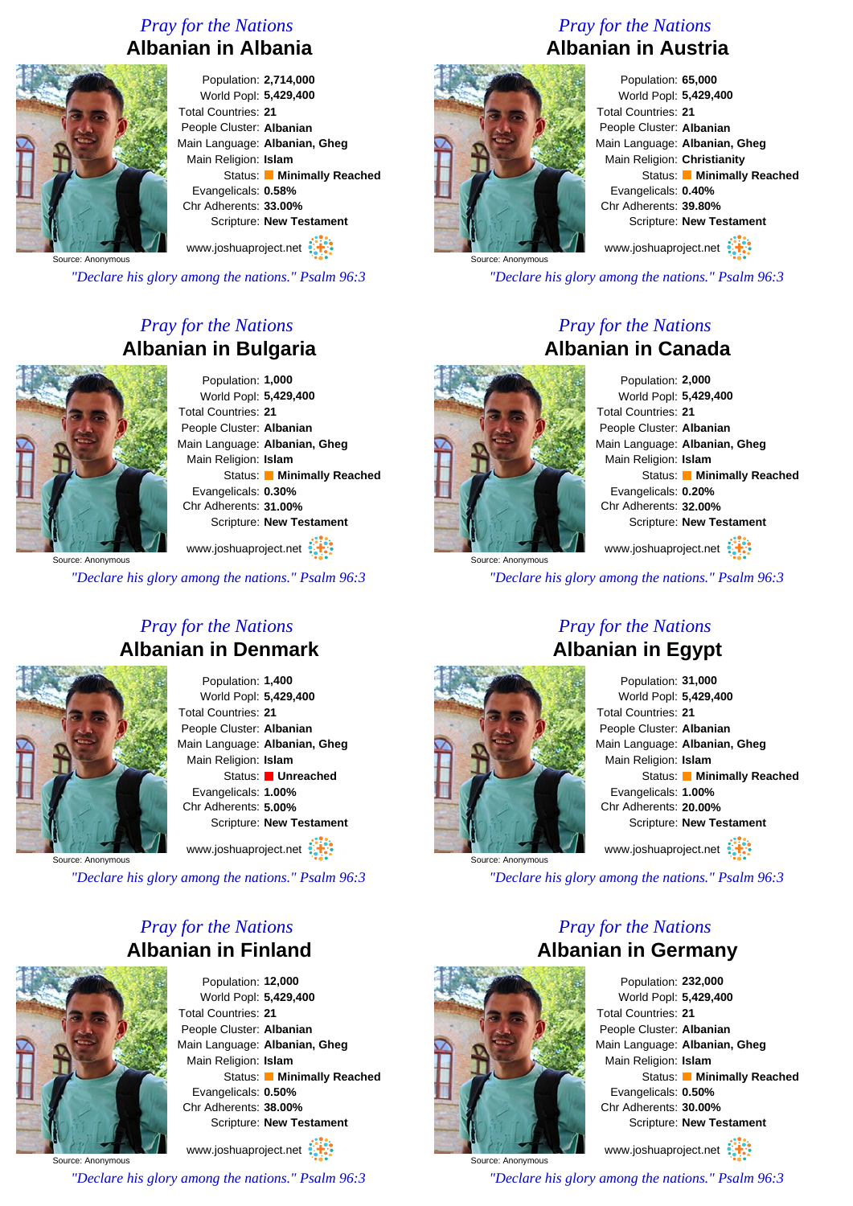*Pray for the Nations*

## Albanian in Albania

Source: Anonymous

Population: **2,714,000**
World Popl: **5,429,400**
Total Countries: **21**
People Cluster: **Albanian**
Main Language: **Albanian, Gheg**
Main Religion: **Islam**
Status: **Minimally Reached**
Evangelicals: **0.58%**
Chr Adherents: **33.00%**
Scripture: **New Testament**

www.joshuaproject.net

*"Declare his glory among the nations." Psalm 96:3*

*Pray for the Nations*

## Albanian in Austria

Source: Anonymous

Population: **65,000**
World Popl: **5,429,400**
Total Countries: **21**
People Cluster: **Albanian**
Main Language: **Albanian, Gheg**
Main Religion: **Christianity**
Status: **Minimally Reached**
Evangelicals: **0.40%**
Chr Adherents: **39.80%**
Scripture: **New Testament**

www.joshuaproject.net

*"Declare his glory among the nations." Psalm 96:3*

*Pray for the Nations*

## Albanian in Bulgaria

Source: Anonymous

Population: **1,000**
World Popl: **5,429,400**
Total Countries: **21**
People Cluster: **Albanian**
Main Language: **Albanian, Gheg**
Main Religion: **Islam**
Status: **Minimally Reached**
Evangelicals: **0.30%**
Chr Adherents: **31.00%**
Scripture: **New Testament**

www.joshuaproject.net

*"Declare his glory among the nations." Psalm 96:3*

*Pray for the Nations*

## Albanian in Canada

Source: Anonymous

Population: **2,000**
World Popl: **5,429,400**
Total Countries: **21**
People Cluster: **Albanian**
Main Language: **Albanian, Gheg**
Main Religion: **Islam**
Status: **Minimally Reached**
Evangelicals: **0.20%**
Chr Adherents: **32.00%**
Scripture: **New Testament**

www.joshuaproject.net

*"Declare his glory among the nations." Psalm 96:3*

*Pray for the Nations*

## Albanian in Denmark

Source: Anonymous

Population: **1,400**
World Popl: **5,429,400**
Total Countries: **21**
People Cluster: **Albanian**
Main Language: **Albanian, Gheg**
Main Religion: **Islam**
Status: **Unreached**
Evangelicals: **1.00%**
Chr Adherents: **5.00%**
Scripture: **New Testament**

www.joshuaproject.net

*"Declare his glory among the nations." Psalm 96:3*

*Pray for the Nations*

## Albanian in Egypt

Source: Anonymous

Population: **31,000**
World Popl: **5,429,400**
Total Countries: **21**
People Cluster: **Albanian**
Main Language: **Albanian, Gheg**
Main Religion: **Islam**
Status: **Minimally Reached**
Evangelicals: **1.00%**
Chr Adherents: **20.00%**
Scripture: **New Testament**

www.joshuaproject.net

*"Declare his glory among the nations." Psalm 96:3*

*Pray for the Nations*

## Albanian in Finland

Source: Anonymous

Population: **12,000**
World Popl: **5,429,400**
Total Countries: **21**
People Cluster: **Albanian**
Main Language: **Albanian, Gheg**
Main Religion: **Islam**
Status: **Minimally Reached**
Evangelicals: **0.50%**
Chr Adherents: **38.00%**
Scripture: **New Testament**

www.joshuaproject.net

*"Declare his glory among the nations." Psalm 96:3*

*Pray for the Nations*

## Albanian in Germany

Source: Anonymous

Population: **232,000**
World Popl: **5,429,400**
Total Countries: **21**
People Cluster: **Albanian**
Main Language: **Albanian, Gheg**
Main Religion: **Islam**
Status: **Minimally Reached**
Evangelicals: **0.50%**
Chr Adherents: **30.00%**
Scripture: **New Testament**

www.joshuaproject.net

*"Declare his glory among the nations." Psalm 96:3*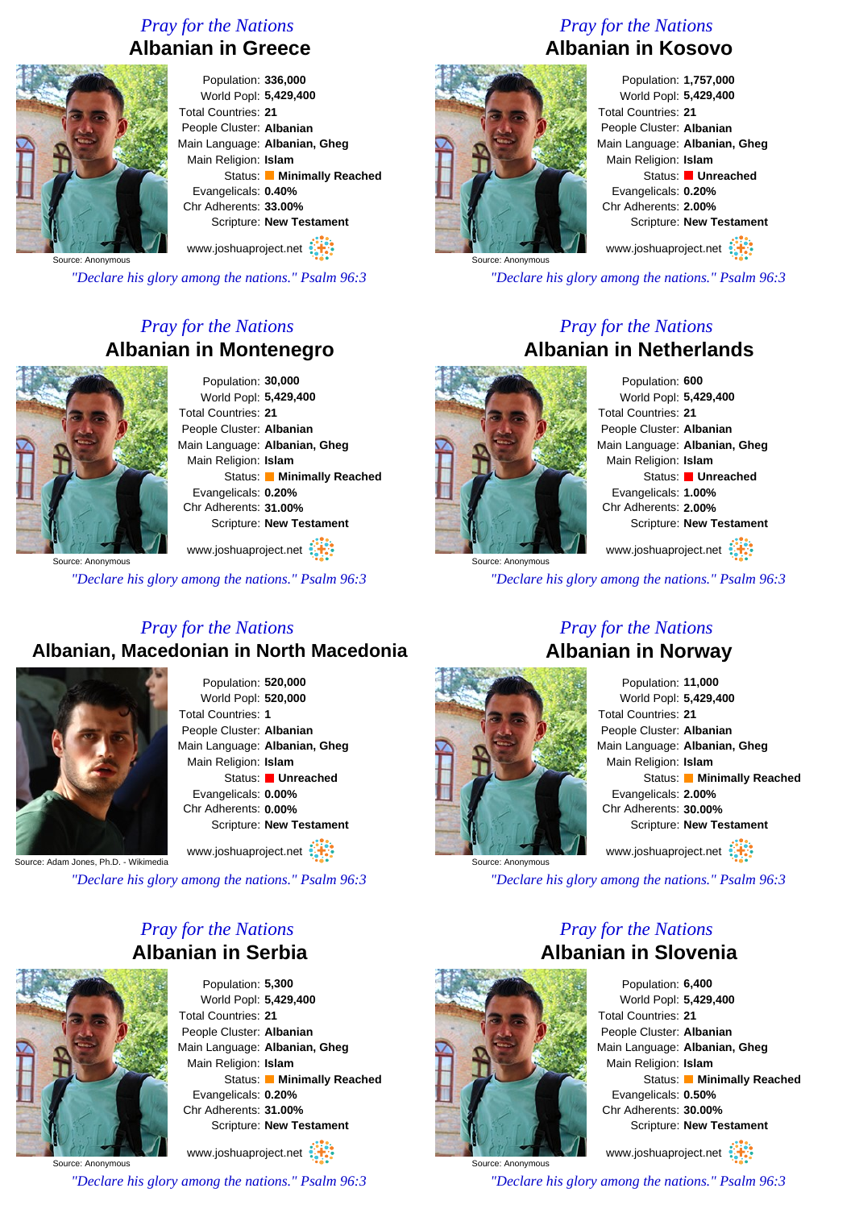*Pray for the Nations*

## Albanian in Greece

Source: Anonymous

Population: **336,000**
World Popl: **5,429,400**
Total Countries: **21**
People Cluster: **Albanian**
Main Language: **Albanian, Gheg**
Main Religion: **Islam**
Status: **Minimally Reached**
Evangelicals: **0.40%**
Chr Adherents: **33.00%**
Scripture: **New Testament**

www.joshuaproject.net

*"Declare his glory among the nations." Psalm 96:3*

*Pray for the Nations*

## Albanian in Kosovo

Source: Anonymous

Population: **1,757,000**
World Popl: **5,429,400**
Total Countries: **21**
People Cluster: **Albanian**
Main Language: **Albanian, Gheg**
Main Religion: **Islam**
Status: **Unreached**
Evangelicals: **0.20%**
Chr Adherents: **2.00%**
Scripture: **New Testament**

www.joshuaproject.net

*"Declare his glory among the nations." Psalm 96:3*

*Pray for the Nations*

## Albanian in Montenegro

Source: Anonymous

Population: **30,000**
World Popl: **5,429,400**
Total Countries: **21**
People Cluster: **Albanian**
Main Language: **Albanian, Gheg**
Main Religion: **Islam**
Status: **Minimally Reached**
Evangelicals: **0.20%**
Chr Adherents: **31.00%**
Scripture: **New Testament**

www.joshuaproject.net

*"Declare his glory among the nations." Psalm 96:3*

*Pray for the Nations*

## Albanian in Netherlands

Source: Anonymous

Population: **600**
World Popl: **5,429,400**
Total Countries: **21**
People Cluster: **Albanian**
Main Language: **Albanian, Gheg**
Main Religion: **Islam**
Status: **Unreached**
Evangelicals: **1.00%**
Chr Adherents: **2.00%**
Scripture: **New Testament**

www.joshuaproject.net

*"Declare his glory among the nations." Psalm 96:3*

*Pray for the Nations*

## Albanian, Macedonian in North Macedonia

Source: Adam Jones, Ph.D. - Wikimedia

Population: **520,000**
World Popl: **520,000**
Total Countries: **1**
People Cluster: **Albanian**
Main Language: **Albanian, Gheg**
Main Religion: **Islam**
Status: **Unreached**
Evangelicals: **0.00%**
Chr Adherents: **0.00%**
Scripture: **New Testament**

www.joshuaproject.net

*"Declare his glory among the nations." Psalm 96:3*

*Pray for the Nations*

## Albanian in Norway

Source: Anonymous

Population: **11,000**
World Popl: **5,429,400**
Total Countries: **21**
People Cluster: **Albanian**
Main Language: **Albanian, Gheg**
Main Religion: **Islam**
Status: **Minimally Reached**
Evangelicals: **2.00%**
Chr Adherents: **30.00%**
Scripture: **New Testament**

www.joshuaproject.net

*"Declare his glory among the nations." Psalm 96:3*

*Pray for the Nations*

## Albanian in Serbia

Source: Anonymous

Population: **5,300**
World Popl: **5,429,400**
Total Countries: **21**
People Cluster: **Albanian**
Main Language: **Albanian, Gheg**
Main Religion: **Islam**
Status: **Minimally Reached**
Evangelicals: **0.20%**
Chr Adherents: **31.00%**
Scripture: **New Testament**

www.joshuaproject.net

*"Declare his glory among the nations." Psalm 96:3*

*Pray for the Nations*

## Albanian in Slovenia

Source: Anonymous

Population: **6,400**
World Popl: **5,429,400**
Total Countries: **21**
People Cluster: **Albanian**
Main Language: **Albanian, Gheg**
Main Religion: **Islam**
Status: **Minimally Reached**
Evangelicals: **0.50%**
Chr Adherents: **30.00%**
Scripture: **New Testament**

www.joshuaproject.net

*"Declare his glory among the nations." Psalm 96:3*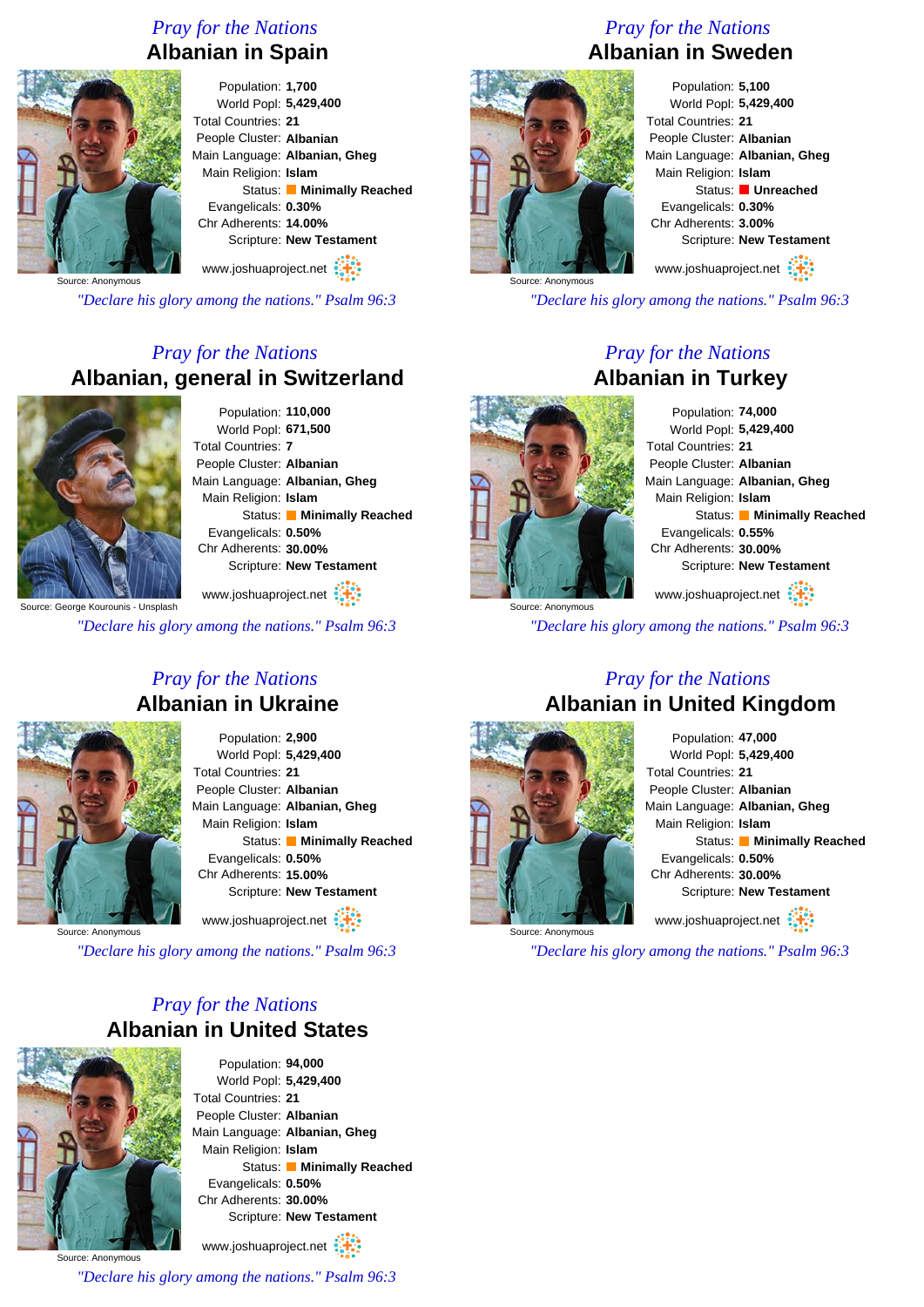*Pray for the Nations*

## Albanian in Spain

Source: Anonymous

Population: **1,700**
World Popl: **5,429,400**
Total Countries: **21**
People Cluster: **Albanian**
Main Language: **Albanian, Gheg**
Main Religion: **Islam**
Status: **Minimally Reached**
Evangelicals: **0.30%**
Chr Adherents: **14.00%**
Scripture: **New Testament**

www.joshuaproject.net

*"Declare his glory among the nations." Psalm 96:3*

*Pray for the Nations*

## Albanian in Sweden

Source: Anonymous

Population: **5,100**
World Popl: **5,429,400**
Total Countries: **21**
People Cluster: **Albanian**
Main Language: **Albanian, Gheg**
Main Religion: **Islam**
Status: **Unreached**
Evangelicals: **0.30%**
Chr Adherents: **3.00%**
Scripture: **New Testament**

www.joshuaproject.net

*"Declare his glory among the nations." Psalm 96:3*

*Pray for the Nations*

## Albanian, general in Switzerland

Source: George Kourounis - Unsplash

Population: **110,000**
World Popl: **671,500**
Total Countries: **7**
People Cluster: **Albanian**
Main Language: **Albanian, Gheg**
Main Religion: **Islam**
Status: **Minimally Reached**
Evangelicals: **0.50%**
Chr Adherents: **30.00%**
Scripture: **New Testament**

www.joshuaproject.net

*"Declare his glory among the nations." Psalm 96:3*

*Pray for the Nations*

## Albanian in Turkey

Source: Anonymous

Population: **74,000**
World Popl: **5,429,400**
Total Countries: **21**
People Cluster: **Albanian**
Main Language: **Albanian, Gheg**
Main Religion: **Islam**
Status: **Minimally Reached**
Evangelicals: **0.55%**
Chr Adherents: **30.00%**
Scripture: **New Testament**

www.joshuaproject.net

*"Declare his glory among the nations." Psalm 96:3*

*Pray for the Nations*

## Albanian in Ukraine

Source: Anonymous

Population: **2,900**
World Popl: **5,429,400**
Total Countries: **21**
People Cluster: **Albanian**
Main Language: **Albanian, Gheg**
Main Religion: **Islam**
Status: **Minimally Reached**
Evangelicals: **0.50%**
Chr Adherents: **15.00%**
Scripture: **New Testament**

www.joshuaproject.net

*"Declare his glory among the nations." Psalm 96:3*

*Pray for the Nations*

## Albanian in United Kingdom

Source: Anonymous

Population: **47,000**
World Popl: **5,429,400**
Total Countries: **21**
People Cluster: **Albanian**
Main Language: **Albanian, Gheg**
Main Religion: **Islam**
Status: **Minimally Reached**
Evangelicals: **0.50%**
Chr Adherents: **30.00%**
Scripture: **New Testament**

www.joshuaproject.net

*"Declare his glory among the nations." Psalm 96:3*

*Pray for the Nations*

## Albanian in United States

Source: Anonymous

Population: **94,000**
World Popl: **5,429,400**
Total Countries: **21**
People Cluster: **Albanian**
Main Language: **Albanian, Gheg**
Main Religion: **Islam**
Status: **Minimally Reached**
Evangelicals: **0.50%**
Chr Adherents: **30.00%**
Scripture: **New Testament**

www.joshuaproject.net

*"Declare his glory among the nations." Psalm 96:3*